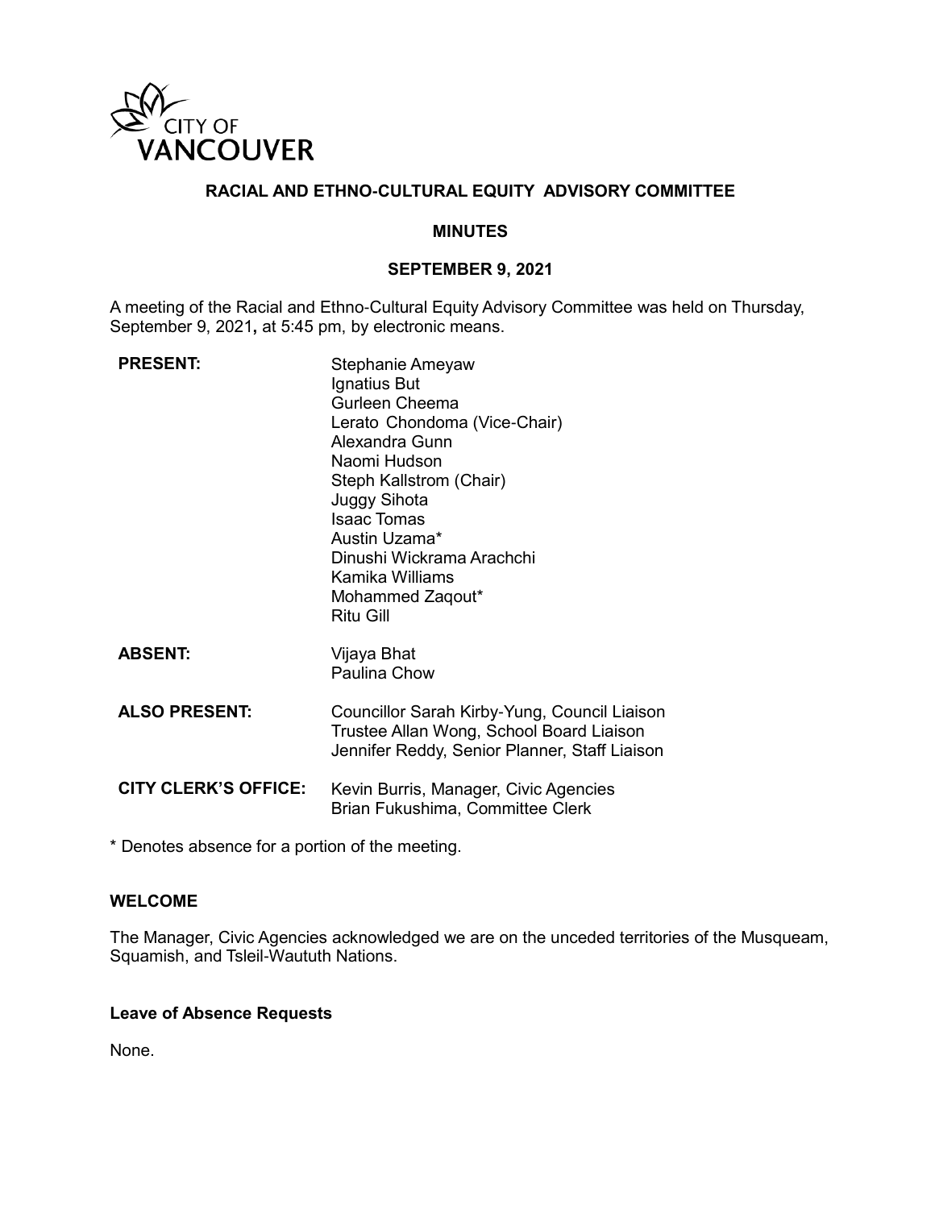CITY OF VANCOUVER

# RACIAL AND ETHNO-CULTURAL EQUITY ADVISORY COMMITTEE

## MINUTES

## SEPTEMBER 9, 2021

A meeting of the Racial and Ethno-Cultural Equity Advisory Committee was held on Thursday, September 9, 2021**,** at 5:45 pm, by electronic means.

| | |
|---|---|
| **PRESENT:** | Stephanie Ameyaw<br>Ignatius But<br>Gurleen Cheema<br>Lerato Chondoma (Vice-Chair)<br>Alexandra Gunn<br>Naomi Hudson<br>Steph Kallstrom (Chair)<br>Juggy Sihota<br>Isaac Tomas<br>Austin Uzama*<br>Dinushi Wickrama Arachchi<br>Kamika Williams<br>Mohammed Zaqout*<br>Ritu Gill |
| **ABSENT:** | Vijaya Bhat<br>Paulina Chow |
| **ALSO PRESENT:** | Councillor Sarah Kirby-Yung, Council Liaison<br>Trustee Allan Wong, School Board Liaison<br>Jennifer Reddy, Senior Planner, Staff Liaison |
| **CITY CLERK'S OFFICE:** | Kevin Burris, Manager, Civic Agencies<br>Brian Fukushima, Committee Clerk |

\* Denotes absence for a portion of the meeting.

### WELCOME

The Manager, Civic Agencies acknowledged we are on the unceded territories of the Musqueam, Squamish, and Tsleil-Waututh Nations.

### Leave of Absence Requests

None.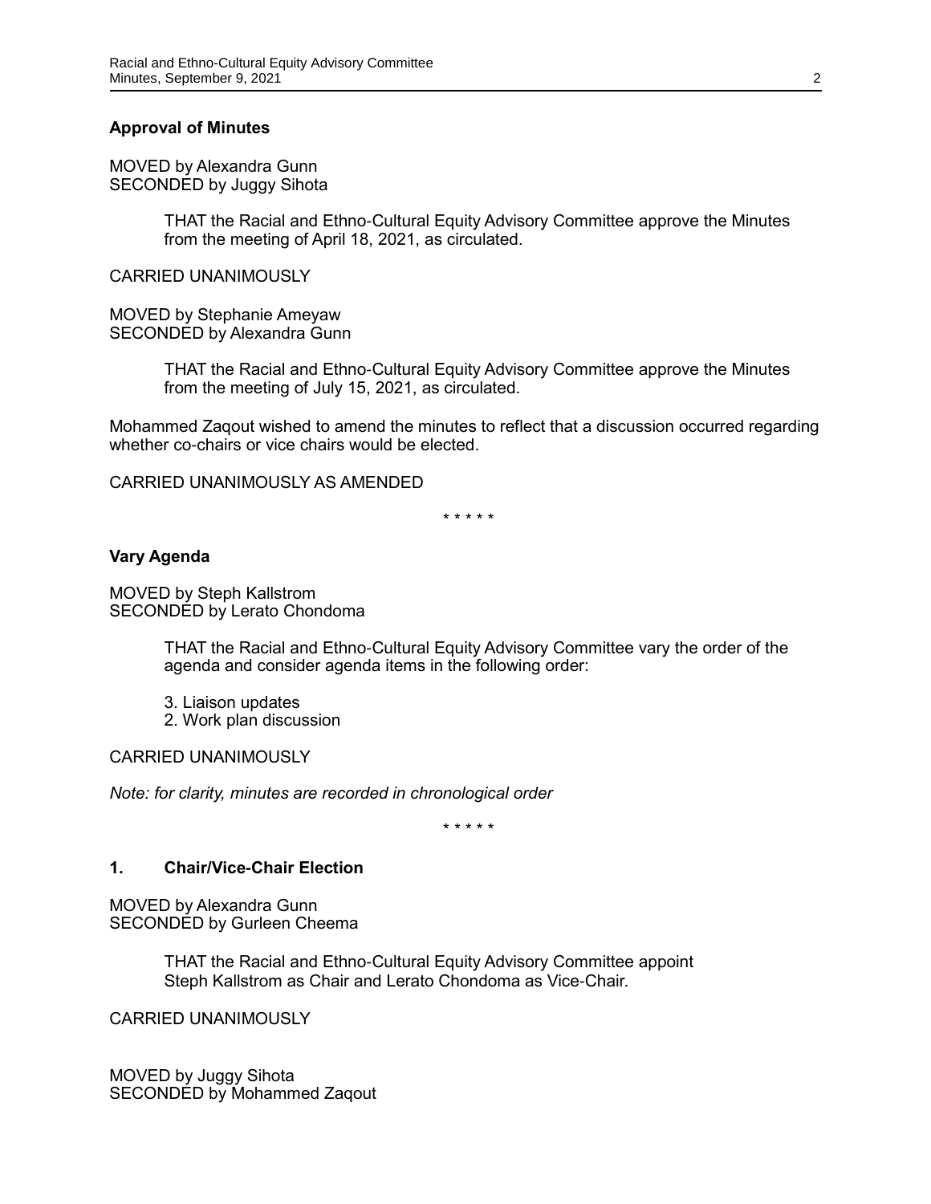**Approval of Minutes**

MOVED by Alexandra Gunn
SECONDED by Juggy Sihota

> THAT the Racial and Ethno-Cultural Equity Advisory Committee approve the Minutes from the meeting of April 18, 2021, as circulated.

CARRIED UNANIMOUSLY

MOVED by Stephanie Ameyaw
SECONDED by Alexandra Gunn

> THAT the Racial and Ethno-Cultural Equity Advisory Committee approve the Minutes from the meeting of July 15, 2021, as circulated.

Mohammed Zaqout wished to amend the minutes to reflect that a discussion occurred regarding whether co-chairs or vice chairs would be elected.

CARRIED UNANIMOUSLY AS AMENDED

* * * * *

**Vary Agenda**

MOVED by Steph Kallstrom
SECONDED by Lerato Chondoma

> THAT the Racial and Ethno-Cultural Equity Advisory Committee vary the order of the agenda and consider agenda items in the following order:
>
> 3. Liaison updates
> 2. Work plan discussion

CARRIED UNANIMOUSLY

*Note: for clarity, minutes are recorded in chronological order*

* * * * *

**1. Chair/Vice-Chair Election**

MOVED by Alexandra Gunn
SECONDED by Gurleen Cheema

> THAT the Racial and Ethno-Cultural Equity Advisory Committee appoint Steph Kallstrom as Chair and Lerato Chondoma as Vice-Chair.

CARRIED UNANIMOUSLY

MOVED by Juggy Sihota
SECONDED by Mohammed Zaqout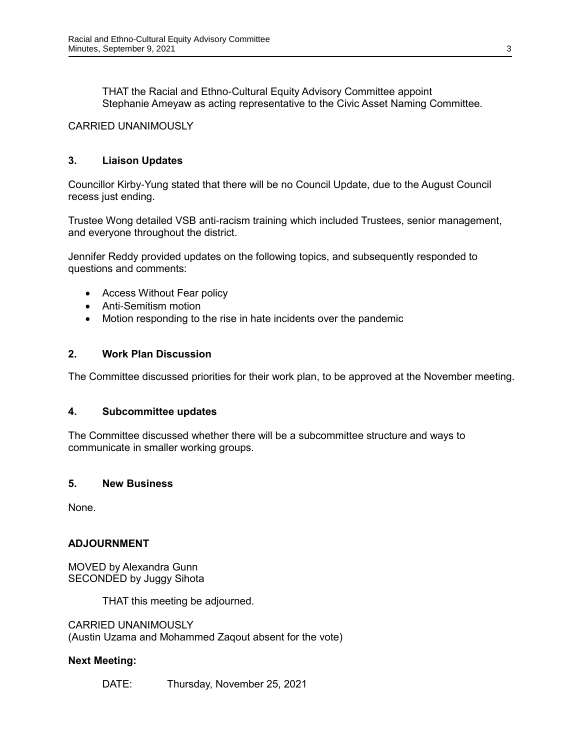THAT the Racial and Ethno-Cultural Equity Advisory Committee appoint Stephanie Ameyaw as acting representative to the Civic Asset Naming Committee.

CARRIED UNANIMOUSLY

### 3. Liaison Updates

Councillor Kirby-Yung stated that there will be no Council Update, due to the August Council recess just ending.

Trustee Wong detailed VSB anti-racism training which included Trustees, senior management, and everyone throughout the district.

Jennifer Reddy provided updates on the following topics, and subsequently responded to questions and comments:

- Access Without Fear policy
- Anti-Semitism motion
- Motion responding to the rise in hate incidents over the pandemic

### 2. Work Plan Discussion

The Committee discussed priorities for their work plan, to be approved at the November meeting.

### 4. Subcommittee updates

The Committee discussed whether there will be a subcommittee structure and ways to communicate in smaller working groups.

### 5. New Business

None.

### ADJOURNMENT

MOVED by Alexandra Gunn
SECONDED by Juggy Sihota

THAT this meeting be adjourned.

CARRIED UNANIMOUSLY
(Austin Uzama and Mohammed Zaqout absent for the vote)

**Next Meeting:**

DATE: Thursday, November 25, 2021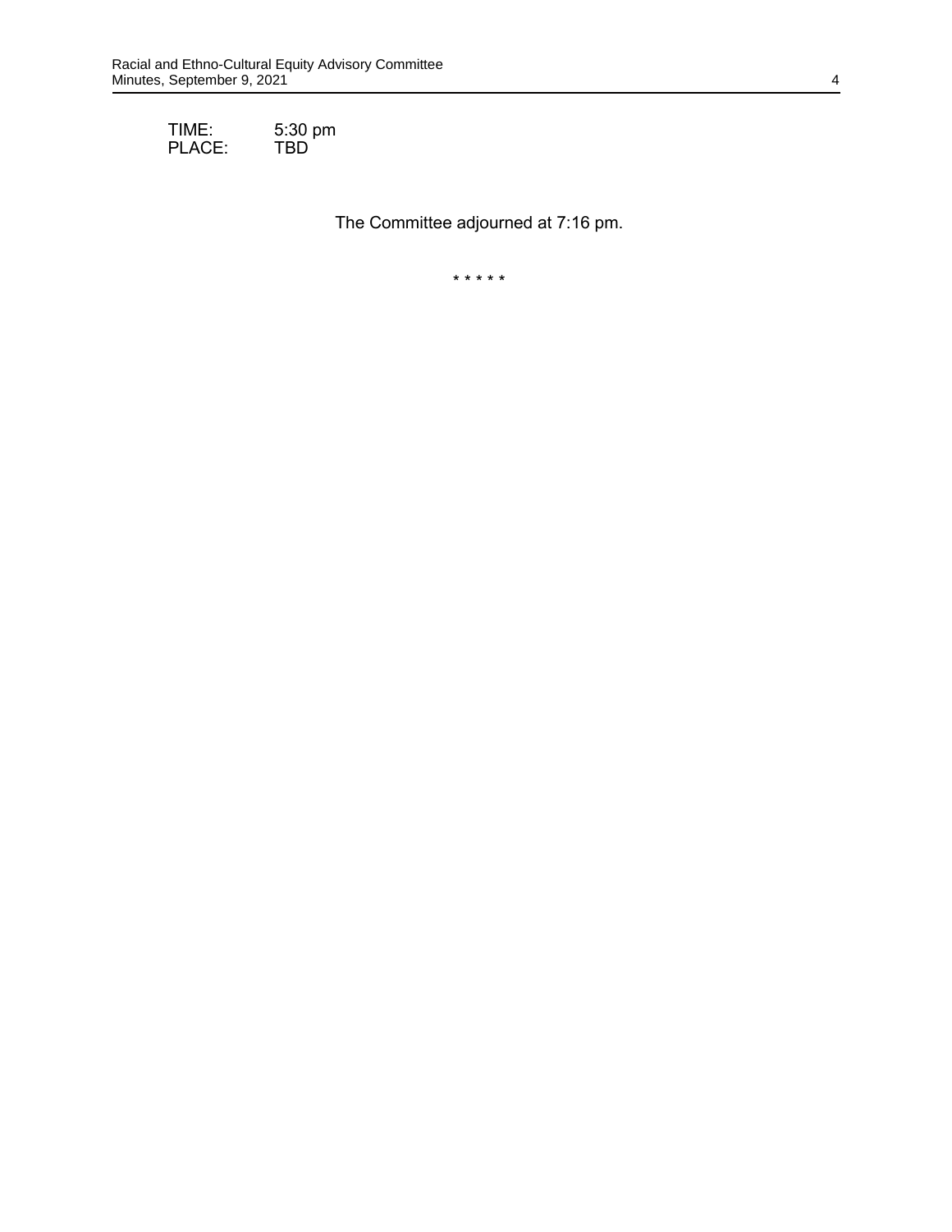TIME: 5:30 pm
PLACE: TBD

The Committee adjourned at 7:16 pm.

\* \* \* \* \*

TIME: 5:30 pm
PLACE: TBD

The Committee adjourned at 7:16 pm.

* * * * *